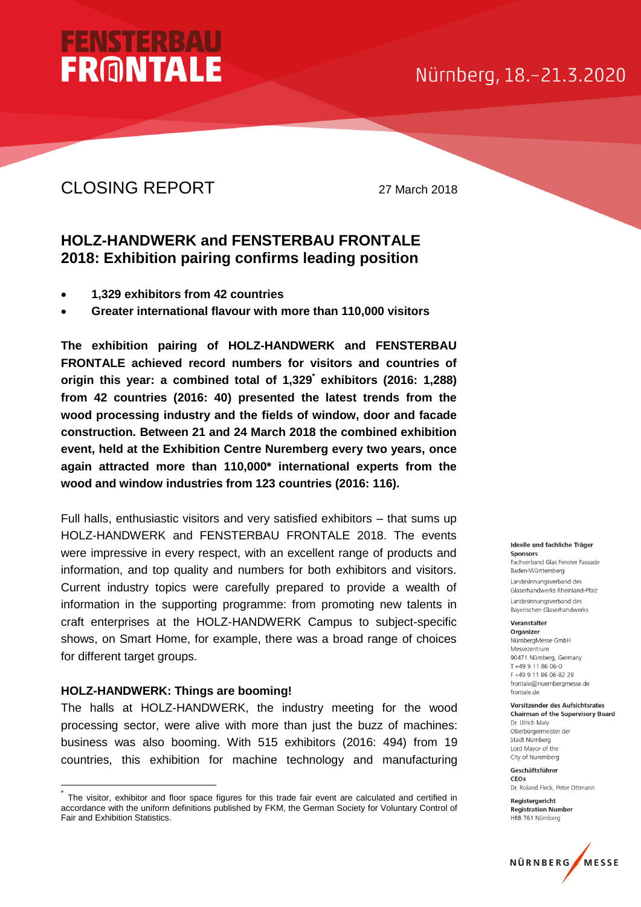FENSTERBAU FRONTALE

Nürnberg, 18.–21.3.2020

# CLOSING REPORT

27 March 2018

## HOLZ-HANDWERK and FENSTERBAU FRONTALE 2018: Exhibition pairing confirms leading position

- **1,329 exhibitors from 42 countries**
- **Greater international flavour with more than 110,000 visitors**

**The exhibition pairing of HOLZ-HANDWERK and FENSTERBAU FRONTALE achieved record numbers for visitors and countries of origin this year: a combined total of 1,329[*] exhibitors (2016: 1,288) from 42 countries (2016: 40) presented the latest trends from the wood processing industry and the fields of window, door and facade construction. Between 21 and 24 March 2018 the combined exhibition event, held at the Exhibition Centre Nuremberg every two years, once again attracted more than 110,000* international experts from the wood and window industries from 123 countries (2016: 116).**

Full halls, enthusiastic visitors and very satisfied exhibitors – that sums up HOLZ-HANDWERK and FENSTERBAU FRONTALE 2018. The events were impressive in every respect, with an excellent range of products and information, and top quality and numbers for both exhibitors and visitors. Current industry topics were carefully prepared to provide a wealth of information in the supporting programme: from promoting new talents in craft enterprises at the HOLZ-HANDWERK Campus to subject-specific shows, on Smart Home, for example, there was a broad range of choices for different target groups.

### HOLZ-HANDWERK: Things are booming!

The halls at HOLZ-HANDWERK, the industry meeting for the wood processing sector, were alive with more than just the buzz of machines: business was also booming. With 515 exhibitors (2016: 494) from 19 countries, this exhibition for machine technology and manufacturing

[*] The visitor, exhibitor and floor space figures for this trade fair event are calculated and certified in accordance with the uniform definitions published by FKM, the German Society for Voluntary Control of Fair and Exhibition Statistics.

**Ideelle und fachliche Träger**
**Sponsors**
Fachverband Glas Fenster Fassade Baden-Württemberg
Landesinnungsverband des Glaserhandwerks Rheinland-Pfalz
Landesinnungsverband des Bayerischen Glaserhandwerks

**Veranstalter**
**Organizer**
NürnbergMesse GmbH
Messezentrum
90471 Nürnberg, Germany
T +49 9 11 86 06-0
F +49 9 11 86 06-82 28
frontale@nuernbergmesse.de
frontale.de

**Vorsitzender des Aufsichtsrates**
**Chairman of the Supervisory Board**
Dr. Ulrich Maly
Oberbürgermeister der Stadt Nürnberg
Lord Mayor of the City of Nuremberg

**Geschäftsführer**
**CEOs**
Dr. Roland Fleck, Peter Ottmann

**Registergericht**
**Registration Number**
HRB 761 Nürnberg

NÜRNBERG MESSE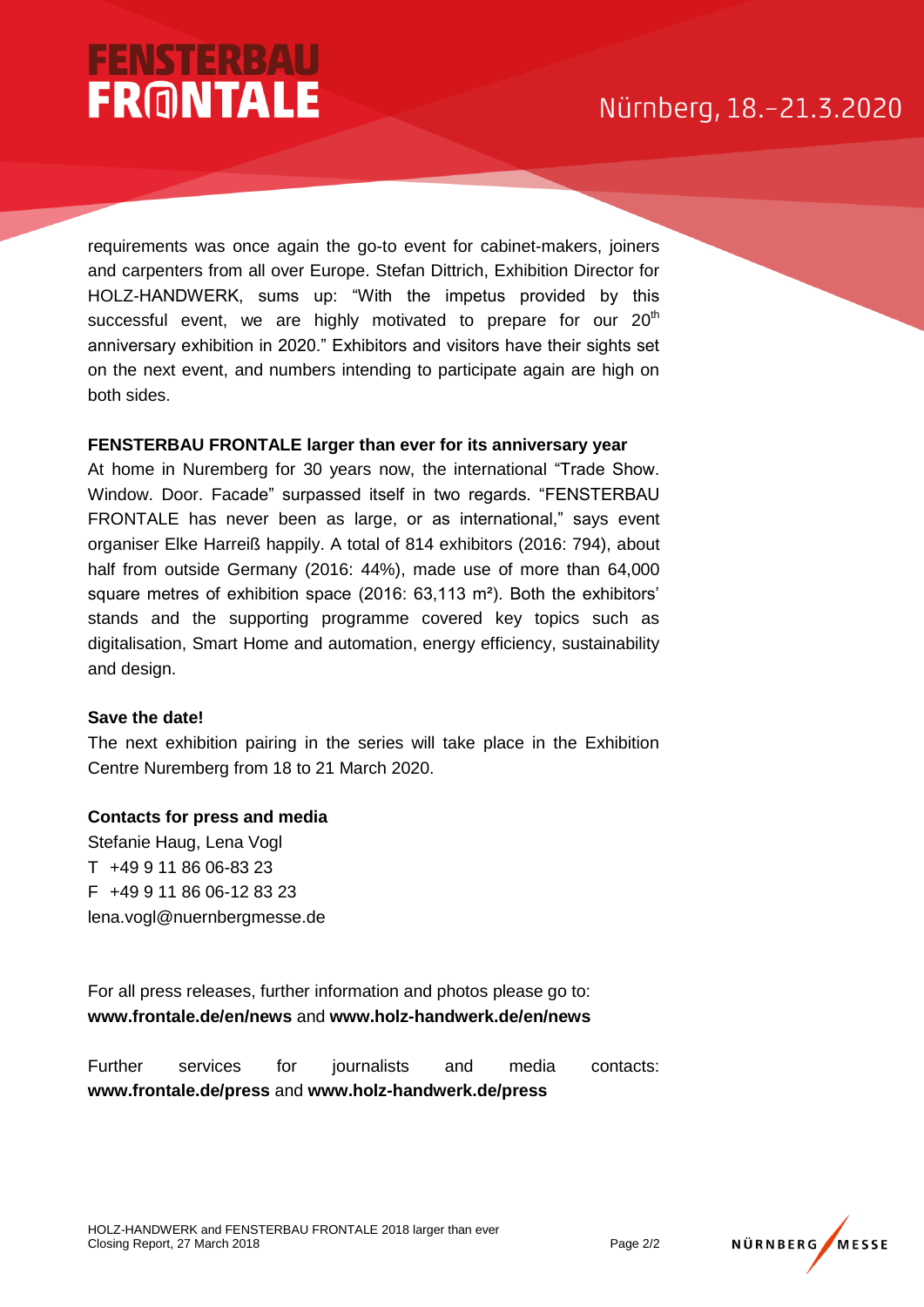requirements was once again the go-to event for cabinet-makers, joiners and carpenters from all over Europe. Stefan Dittrich, Exhibition Director for HOLZ-HANDWERK, sums up: “With the impetus provided by this successful event, we are highly motivated to prepare for our 20th anniversary exhibition in 2020.” Exhibitors and visitors have their sights set on the next event, and numbers intending to participate again are high on both sides.

**FENSTERBAU FRONTALE larger than ever for its anniversary year**

At home in Nuremberg for 30 years now, the international “Trade Show. Window. Door. Facade” surpassed itself in two regards. “FENSTERBAU FRONTALE has never been as large, or as international,” says event organiser Elke Harreiß happily. A total of 814 exhibitors (2016: 794), about half from outside Germany (2016: 44%), made use of more than 64,000 square metres of exhibition space (2016: 63,113 m²). Both the exhibitors’ stands and the supporting programme covered key topics such as digitalisation, Smart Home and automation, energy efficiency, sustainability and design.

**Save the date!**

The next exhibition pairing in the series will take place in the Exhibition Centre Nuremberg from 18 to 21 March 2020.

**Contacts for press and media**

Stefanie Haug, Lena Vogl
T +49 9 11 86 06-83 23
F +49 9 11 86 06-12 83 23
lena.vogl@nuernbergmesse.de

For all press releases, further information and photos please go to:
**www.frontale.de/en/news** and **www.holz-handwerk.de/en/news**

Further services for journalists and media contacts:
**www.frontale.de/press** and **www.holz-handwerk.de/press**